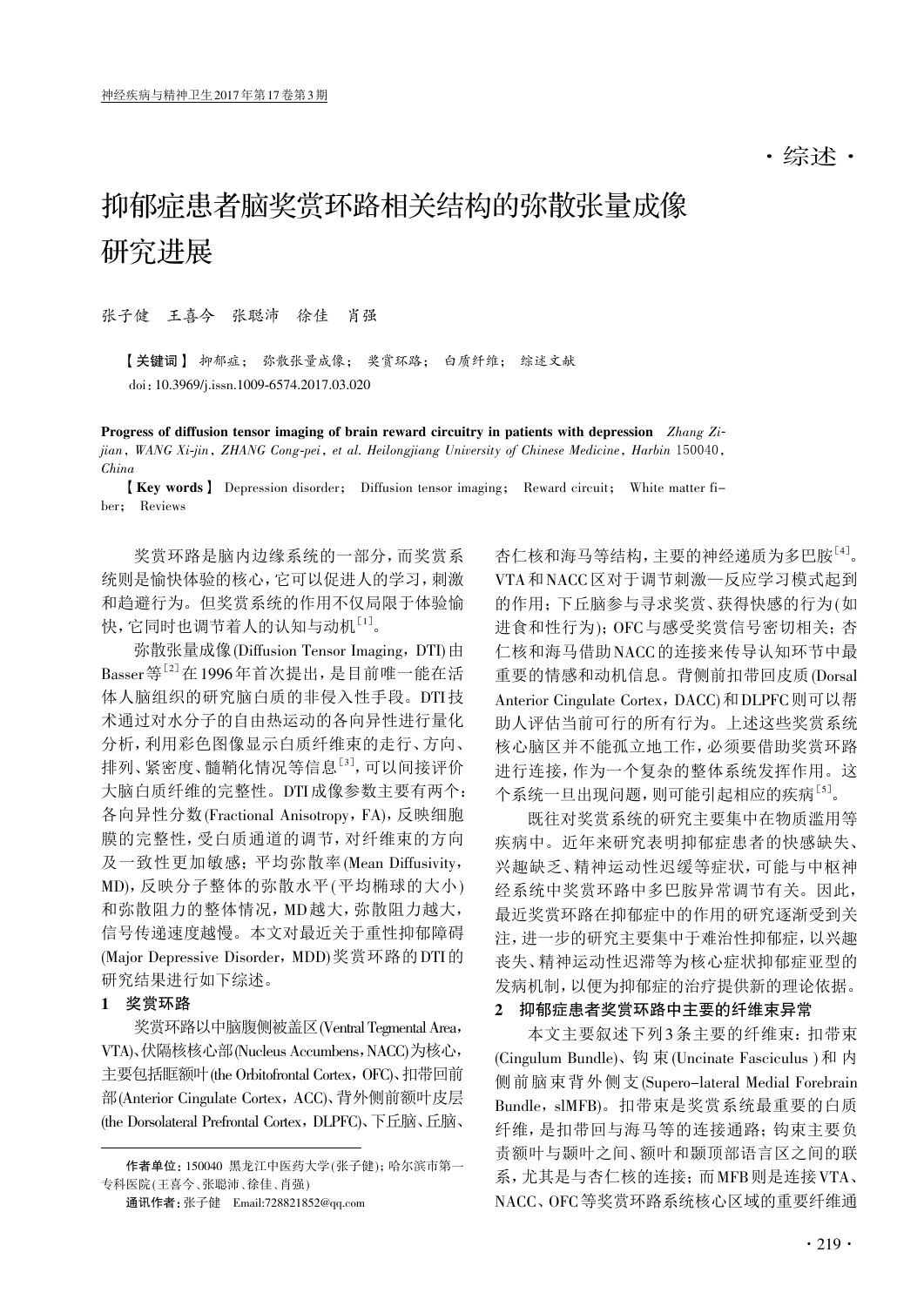·综述·

# 抑郁症患者脑奖赏环路相关结构的弥散张量成像研究进展

张子健　王喜今　张聪沛　徐佳　肖强

【关键词】 抑郁症； 弥散张量成像； 奖赏环路； 白质纤维； 综述文献

doi：10.3969/j.issn.1009-6574.2017.03.020

**Progress of diffusion tensor imaging of brain reward circuitry in patients with depression** *Zhang Zi-jian, WANG Xi-jin, ZHANG Cong-pei, et al. Heilongjiang University of Chinese Medicine, Harbin 150040, China*

【**Key words**】 Depression disorder； Diffusion tensor imaging； Reward circuit； White matter fiber； Reviews

奖赏环路是脑内边缘系统的一部分，而奖赏系统则是愉快体验的核心，它可以促进人的学习，刺激和趋避行为。但奖赏系统的作用不仅局限于体验愉快，它同时也调节着人的认知与动机[1]。

弥散张量成像(Diffusion Tensor Imaging，DTI)由Basser等[2]在1996年首次提出，是目前唯一能在活体人脑组织的研究脑白质的非侵入性手段。DTI技术通过对水分子的自由热运动的各向异性进行量化分析，利用彩色图像显示白质纤维束的走行、方向、排列、紧密度、髓鞘化情况等信息[3]，可以间接评价大脑白质纤维的完整性。DTI成像参数主要有两个：各向异性分数(Fractional Anisotropy，FA)，反映细胞膜的完整性，受白质通道的调节，对纤维束的方向及一致性更加敏感；平均弥散率(Mean Diffusivity，MD)，反映分子整体的弥散水平(平均椭球的大小)和弥散阻力的整体情况，MD越大，弥散阻力越大，信号传递速度越慢。本文对最近关于重性抑郁障碍(Major Depressive Disorder，MDD)奖赏环路的DTI的研究结果进行如下综述。

## 1　奖赏环路

奖赏环路以中脑腹侧被盖区(Ventral Tegmental Area，VTA)、伏隔核核心部(Nucleus Accumbens，NACC)为核心，主要包括眶额叶(the Orbitofrontal Cortex，OFC)、扣带回前部(Anterior Cingulate Cortex，ACC)、背外侧前额叶皮层(the Dorsolateral Prefrontal Cortex，DLPFC)、下丘脑、丘脑、杏仁核和海马等结构，主要的神经递质为多巴胺[4]。VTA和NACC区对于调节刺激—反应学习模式起到的作用；下丘脑参与寻求奖赏、获得快感的行为(如进食和性行为)；OFC与感受奖赏信号密切相关；杏仁核和海马借助NACC的连接来传导认知环节中最重要的情感和动机信息。背侧前扣带回皮质(Dorsal Anterior Cingulate Cortex，DACC)和DLPFC则可以帮助人评估当前可行的所有行为。上述这些奖赏系统核心脑区并不能孤立地工作，必须要借助奖赏环路进行连接，作为一个复杂的整体系统发挥作用。这个系统一旦出现问题，则可能引起相应的疾病[5]。

既往对奖赏系统的研究主要集中在物质滥用等疾病中。近年来研究表明抑郁症患者的快感缺失、兴趣缺乏、精神运动性迟缓等症状，可能与中枢神经系统中奖赏环路中多巴胺异常调节有关。因此，最近奖赏环路在抑郁症中的作用的研究逐渐受到关注，进一步的研究主要集中于难治性抑郁症，以兴趣丧失、精神运动性迟滞等为核心症状抑郁症亚型的发病机制，以便为抑郁症的治疗提供新的理论依据。

## 2　抑郁症患者奖赏环路中主要的纤维束异常

本文主要叙述下列3条主要的纤维束：扣带束(Cingulum Bundle)、钩束(Uncinate Fasciculus )和内侧前脑束背外侧支(Supero-lateral Medial Forebrain Bundle，slMFB)。扣带束是奖赏系统最重要的白质纤维，是扣带回与海马等的连接通路；钩束主要负责额叶与颞叶之间、额叶和颞顶部语言区之间的联系，尤其是与杏仁核的连接；而MFB则是连接VTA、NACC、OFC等奖赏环路系统核心区域的重要纤维通

作者单位：150040 黑龙江中医药大学(张子健)；哈尔滨市第一专科医院(王喜今、张聪沛、徐佳、肖强)

通讯作者：张子健　Email:728821852@qq.com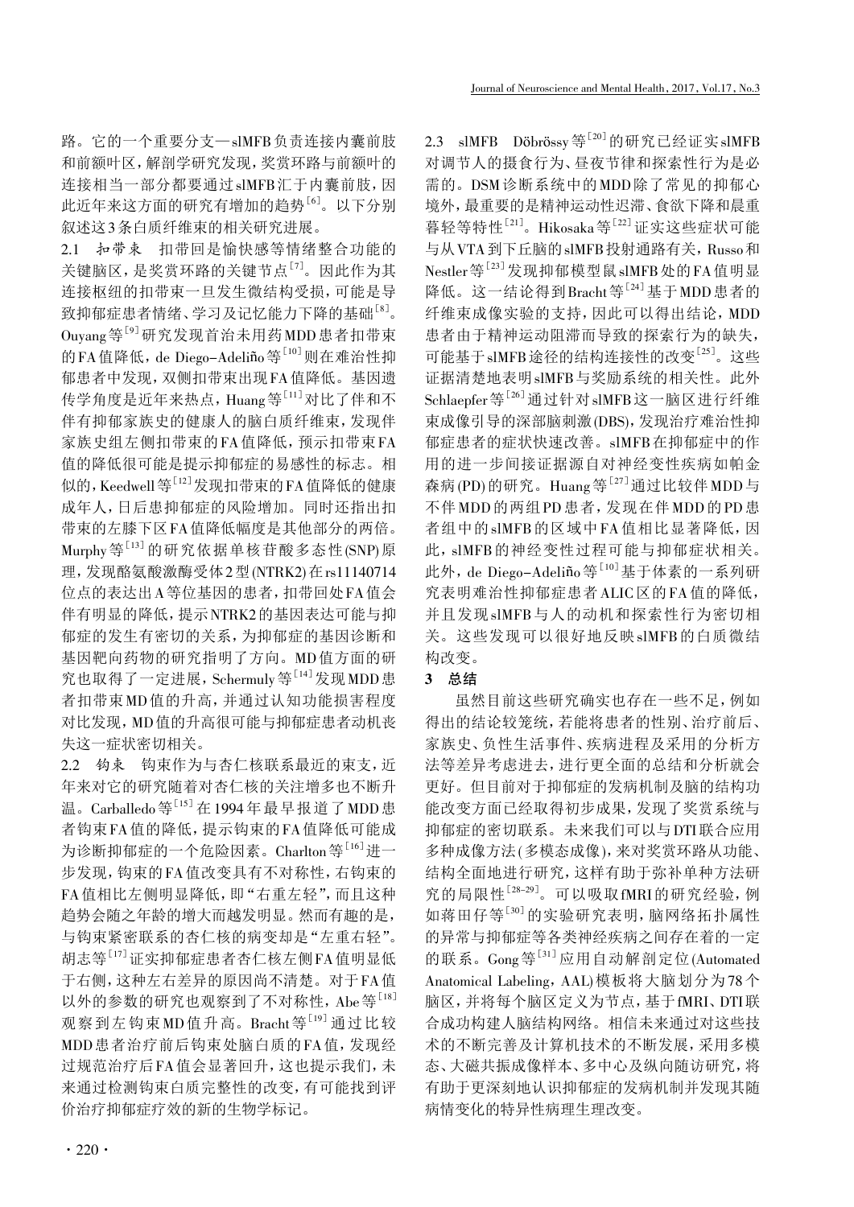路。它的一个重要分支—slMFB负责连接内囊前肢和前额叶区，解剖学研究发现，奖赏环路与前额叶的连接相当一部分都要通过slMFB汇于内囊前肢，因此近年来这方面的研究有增加的趋势[6]。以下分别叙述这3条白质纤维束的相关研究进展。

2.1 扣带束　扣带回是愉快感等情绪整合功能的关键脑区，是奖赏环路的关键节点[7]。因此作为其连接枢纽的扣带束一旦发生微结构受损，可能是导致抑郁症患者情绪、学习及记忆能力下降的基础[8]。Ouyang等[9]研究发现首治未用药MDD患者扣带束的FA值降低，de Diego-Adeliño等[10]则在难治性抑郁患者中发现，双侧扣带束出现FA值降低。基因遗传学角度是近年来热点，Huang等[11]对比了伴和不伴有抑郁家族史的健康人的脑白质纤维束，发现伴家族史组左侧扣带束的FA值降低，预示扣带束FA值的降低很可能是提示抑郁症的易感性的标志。相似的，Keedwell等[12]发现扣带束的FA值降低的健康成年人，日后患抑郁症的风险增加。同时还指出扣带束的左膝下区FA值降低幅度是其他部分的两倍。Murphy等[13]的研究依据单核苷酸多态性(SNP)原理，发现酪氨酸激酶受体2型(NTRK2)在rs11140714位点的表达出A等位基因的患者，扣带回处FA值会伴有明显的降低，提示NTRK2的基因表达可能与抑郁症的发生有密切的关系，为抑郁症的基因诊断和基因靶向药物的研究指明了方向。MD值方面的研究也取得了一定进展，Schermuly等[14]发现MDD患者扣带束MD值的升高，并通过认知功能损害程度对比发现，MD值的升高很可能与抑郁症患者动机丧失这一症状密切相关。

2.2 钩束　钩束作为与杏仁核联系最近的束支，近年来对它的研究随着对杏仁核的关注增多也不断升温。Carballedo等[15]在1994年最早报道了MDD患者钩束FA值的降低，提示钩束的FA值降低可能成为诊断抑郁症的一个危险因素。Charlton等[16]进一步发现，钩束的FA值改变具有不对称性，右钩束的FA值相比左侧明显降低，即"右重左轻"，而且这种趋势会随之年龄的增大而越发明显。然而有趣的是，与钩束紧密联系的杏仁核的病变却是"左重右轻"。胡志等[17]证实抑郁症患者杏仁核左侧FA值明显低于右侧，这种左右差异的原因尚不清楚。对于FA值以外的参数的研究也观察到了不对称性，Abe等[18]观察到左钩束MD值升高。Bracht等[19]通过比较MDD患者治疗前后钩束处脑白质的FA值，发现经过规范治疗后FA值会显著回升，这也提示我们，未来通过检测钩束白质完整性的改变，有可能找到评价治疗抑郁症疗效的新的生物学标记。

2.3 slMFB　Döbrössy等[20]的研究已经证实slMFB对调节人的摄食行为、昼夜节律和探索性行为是必需的。DSM诊断系统中的MDD除了常见的抑郁心境外，最重要的是精神运动性迟滞、食欲下降和晨重暮轻等特性[21]。Hikosaka等[22]证实这些症状可能与从VTA到下丘脑的slMFB投射通路有关，Russo和Nestler等[23]发现抑郁模型鼠slMFB处的FA值明显降低。这一结论得到Bracht等[24]基于MDD患者的纤维束成像实验的支持，因此可以得出结论，MDD患者由于精神运动阻滞而导致的探索行为的缺失，可能基于slMFB途径的结构连接性的改变[25]。这些证据清楚地表明slMFB与奖励系统的相关性。此外Schlaepfer等[26]通过针对slMFB这一脑区进行纤维束成像引导的深部脑刺激(DBS)，发现治疗难治性抑郁症患者的症状快速改善。slMFB在抑郁症中的作用的进一步间接证据源自对神经变性疾病如帕金森病(PD)的研究。Huang等[27]通过比较伴MDD与不伴MDD的两组PD患者，发现在伴MDD的PD患者组中的slMFB的区域中FA值相比显著降低，因此，slMFB的神经变性过程可能与抑郁症状相关。此外，de Diego-Adeliño等[10]基于体素的一系列研究表明难治性抑郁症患者ALIC区的FA值的降低，并且发现slMFB与人的动机和探索性行为密切相关。这些发现可以很好地反映slMFB的白质微结构改变。

## 3 总结

虽然目前这些研究确实也存在一些不足，例如得出的结论较笼统，若能将患者的性别、治疗前后、家族史、负性生活事件、疾病进程及采用的分析方法等差异考虑进去，进行更全面的总结和分析就会更好。但目前对于抑郁症的发病机制及脑的结构功能改变方面已经取得初步成果，发现了奖赏系统与抑郁症的密切联系。未来我们可以与DTI联合应用多种成像方法(多模态成像)，来对奖赏环路从功能、结构全面地进行研究，这样有助于弥补单种方法研究的局限性[28-29]。可以吸取fMRI的研究经验，例如蒋田仔等[30]的实验研究表明，脑网络拓扑属性的异常与抑郁症等各类神经疾病之间存在着的一定的联系。Gong等[31]应用自动解剖定位(Automated Anatomical Labeling，AAL)模板将大脑划分为78个脑区，并将每个脑区定义为节点，基于fMRI、DTI联合成功构建人脑结构网络。相信未来通过对这些技术的不断完善及计算机技术的不断发展，采用多模态、大磁共振成像样本、多中心及纵向随访研究，将有助于更深刻地认识抑郁症的发病机制并发现其随病情变化的特异性病理生理改变。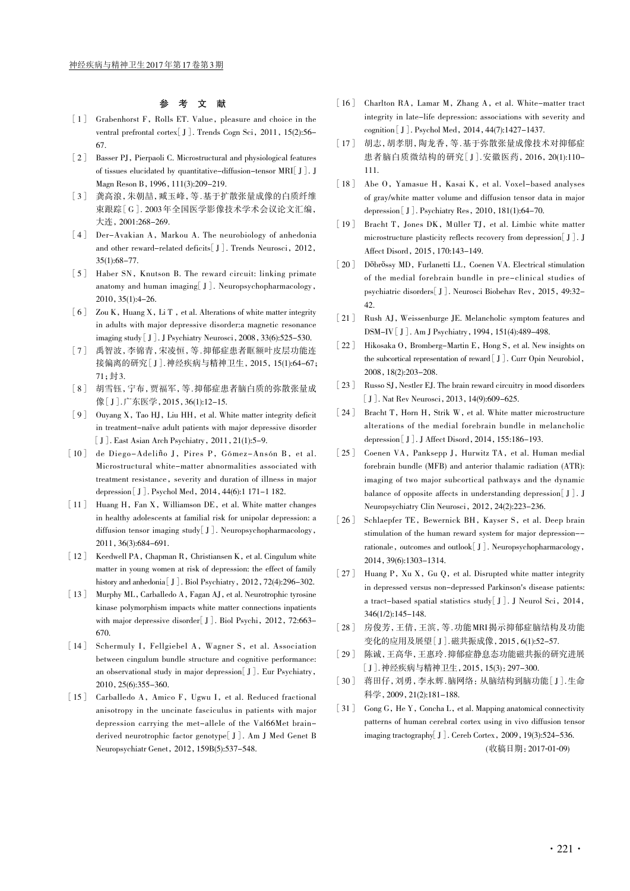## 参 考 文 献

[1] Grabenhorst F, Rolls ET. Value, pleasure and choice in the ventral prefrontal cortex[J]. Trends Cogn Sci, 2011, 15(2):56-67.

[2] Basser PJ, Pierpaoli C. Microstructural and physiological features of tissues elucidated by quantitative-diffusion-tensor MRI[J]. J Magn Reson B, 1996, 111(3):209-219.

[3] 龚高浪,朱朝喆,臧玉峰,等.基于扩散张量成像的白质纤维束跟踪[G]. 2003年全国医学影像技术学术会议论文汇编,大连, 2001:268-269.

[4] Der-Avakian A, Markou A. The neurobiology of anhedonia and other reward-related deficits[J]. Trends Neurosci, 2012, 35(1):68-77.

[5] Haber SN, Knutson B. The reward circuit: linking primate anatomy and human imaging[J]. Neuropsychopharmacology, 2010, 35(1):4-26.

[6] Zou K, Huang X, Li T , et al. Alterations of white matter integrity in adults with major depressive disorder:a magnetic resonance imaging study[J]. J Psychiatry Neurosci, 2008, 33(6):525-530.

[7] 禹智波,李锦青,宋凌恒,等.抑郁症患者眶额叶皮层功能连接偏离的研究[J].神经疾病与精神卫生, 2015, 15(1):64-67; 71;封3.

[8] 胡雪钰,宁布,贾福军,等.抑郁症患者脑白质的弥散张量成像[J].广东医学, 2015, 36(1):12-15.

[9] Ouyang X, Tao HJ, Liu HH, et al. White matter integrity deficit in treatment-naïve adult patients with major depressive disorder [J]. East Asian Arch Psychiatry, 2011, 21(1):5-9.

[10] de Diego-Adeliño J, Pires P, Gómez-Ansón B, et al. Microstructural white-matter abnormalities associated with treatment resistance, severity and duration of illness in major depression[J]. Psychol Med, 2014, 44(6):1 171-1 182.

[11] Huang H, Fan X, Williamson DE, et al. White matter changes in healthy adolescents at familial risk for unipolar depression: a diffusion tensor imaging study[J]. Neuropsychopharmacology, 2011, 36(3):684-691.

[12] Keedwell PA, Chapman R, Christiansen K, et al. Cingulum white matter in young women at risk of depression: the effect of family history and anhedonia[J]. Biol Psychiatry, 2012, 72(4):296-302.

[13] Murphy ML, Carballedo A, Fagan AJ, et al. Neurotrophic tyrosine kinase polymorphism impacts white matter connections inpatients with major depressive disorder[J]. Biol Psychi, 2012, 72:663-670.

[14] Schermuly I, Fellgiebel A, Wagner S, et al. Association between cingulum bundle structure and cognitive performance: an observational study in major depression[J]. Eur Psychiatry, 2010, 25(6):355-360.

[15] Carballedo A, Amico F, Ugwu I, et al. Reduced fractional anisotropy in the uncinate fasciculus in patients with major depression carrying the met-allele of the Val66Met brain-derived neurotrophic factor genotype[J]. Am J Med Genet B Neuropsychiatr Genet, 2012, 159B(5):537-548.

[16] Charlton RA, Lamar M, Zhang A, et al. White-matter tract integrity in late-life depression: associations with severity and cognition[J]. Psychol Med, 2014, 44(7):1427-1437.

[17] 胡志,胡孝朋,陶龙香,等.基于弥散张量成像技术对抑郁症患者脑白质微结构的研究[J].安徽医药, 2016, 20(1):110-111.

[18] Abe O, Yamasue H, Kasai K, et al. Voxel-based analyses of gray/white matter volume and diffusion tensor data in major depression[J]. Psychiatry Res, 2010, 181(1):64-70.

[19] Bracht T, Jones DK, Müller TJ, et al. Limbic white matter microstructure plasticity reflects recovery from depression[J]. J Affect Disord, 2015, 170:143-149.

[20] Dõbrössy MD, Furlanetti LL, Coenen VA. Electrical stimulation of the medial forebrain bundle in pre-clinical studies of psychiatric disorders[J]. Neurosci Biobehav Rev, 2015, 49:32-42.

[21] Rush AJ, Weissenburge JE. Melancholic symptom features and DSM-IV[J]. Am J Psychiatry, 1994, 151(4):489-498.

[22] Hikosaka O, Bromberg-Martin E, Hong S, et al. New insights on the subcortical representation of reward[J]. Curr Opin Neurobiol, 2008, 18(2):203-208.

[23] Russo SJ, Nestler EJ. The brain reward circuitry in mood disorders [J]. Nat Rev Neurosci, 2013, 14(9):609-625.

[24] Bracht T, Horn H, Strik W, et al. White matter microstructure alterations of the medial forebrain bundle in melancholic depression[J]. J Affect Disord, 2014, 155:186-193.

[25] Coenen VA, Panksepp J, Hurwitz TA, et al. Human medial forebrain bundle (MFB) and anterior thalamic radiation (ATR): imaging of two major subcortical pathways and the dynamic balance of opposite affects in understanding depression[J]. J Neuropsychiatry Clin Neurosci, 2012, 24(2):223-236.

[26] Schlaepfer TE, Bewernick BH, Kayser S, et al. Deep brain stimulation of the human reward system for major depression--rationale, outcomes and outlook[J]. Neuropsychopharmacology, 2014, 39(6):1303-1314.

[27] Huang P, Xu X, Gu Q, et al. Disrupted white matter integrity in depressed versus non-depressed Parkinson's disease patients: a tract-based spatial statistics study[J]. J Neurol Sci, 2014, 346(1/2):145-148.

[28] 房俊芳,王倩,王滨,等.功能MRI揭示抑郁症脑结构及功能变化的应用及展望[J].磁共振成像, 2015, 6(1):52-57.

[29] 陈诚,王高华,王惠玲.抑郁症静息态功能磁共振的研究进展[J].神经疾病与精神卫生, 2015, 15(3): 297-300.

[30] 蒋田仔,刘勇,李永辉.脑网络:从脑结构到脑功能[J].生命科学, 2009, 21(2):181-188.

[31] Gong G, He Y, Concha L, et al. Mapping anatomical connectivity patterns of human cerebral cortex using in vivo diffusion tensor imaging tractography[J]. Cereb Cortex, 2009, 19(3):524-536.

(收稿日期:2017-01-09)